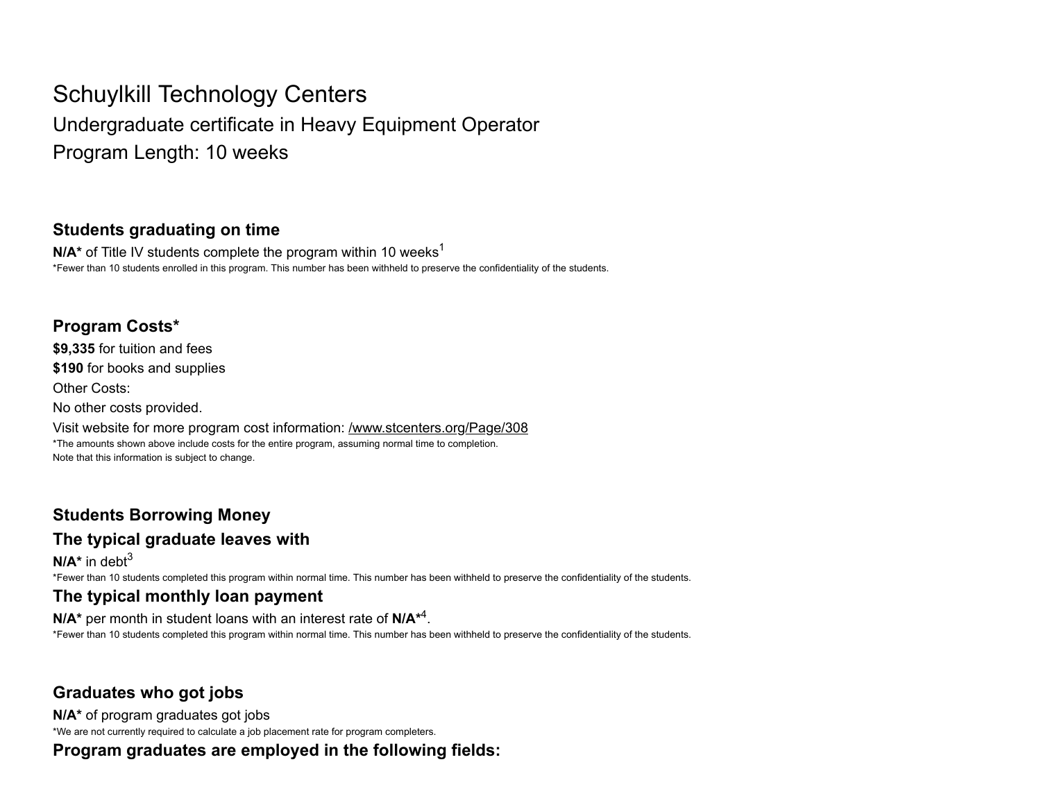# Schuylkill Technology Centers

## Undergraduate certificate in Heavy Equipment Operator

## Program Length: 10 weeks

### Students graduating on time

**N/A*** of Title IV students complete the program within 10 weeks[1]

*Fewer than 10 students enrolled in this program. This number has been withheld to preserve the confidentiality of the students.

### Program Costs*

**$9,335** for tuition and fees

**$190** for books and supplies

Other Costs:

No other costs provided.

Visit website for more program cost information: /www.stcenters.org/Page/308

*The amounts shown above include costs for the entire program, assuming normal time to completion.
Note that this information is subject to change.

### Students Borrowing Money

### The typical graduate leaves with

**N/A*** in debt[3]

*Fewer than 10 students completed this program within normal time. This number has been withheld to preserve the confidentiality of the students.

### The typical monthly loan payment

**N/A*** per month in student loans with an interest rate of **N/A***[4].

*Fewer than 10 students completed this program within normal time. This number has been withheld to preserve the confidentiality of the students.

### Graduates who got jobs

**N/A*** of program graduates got jobs

*We are not currently required to calculate a job placement rate for program completers.

### Program graduates are employed in the following fields: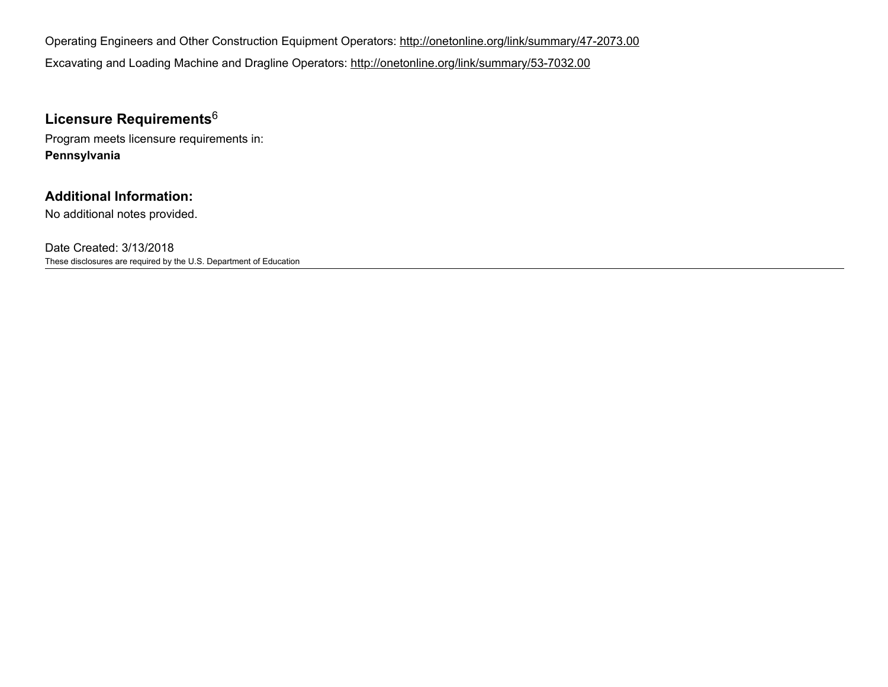Operating Engineers and Other Construction Equipment Operators: http://onetonline.org/link/summary/47-2073.00

Excavating and Loading Machine and Dragline Operators: http://onetonline.org/link/summary/53-7032.00

## Licensure Requirements[6]

Program meets licensure requirements in:
**Pennsylvania**

## Additional Information:

No additional notes provided.

Date Created: 3/13/2018
These disclosures are required by the U.S. Department of Education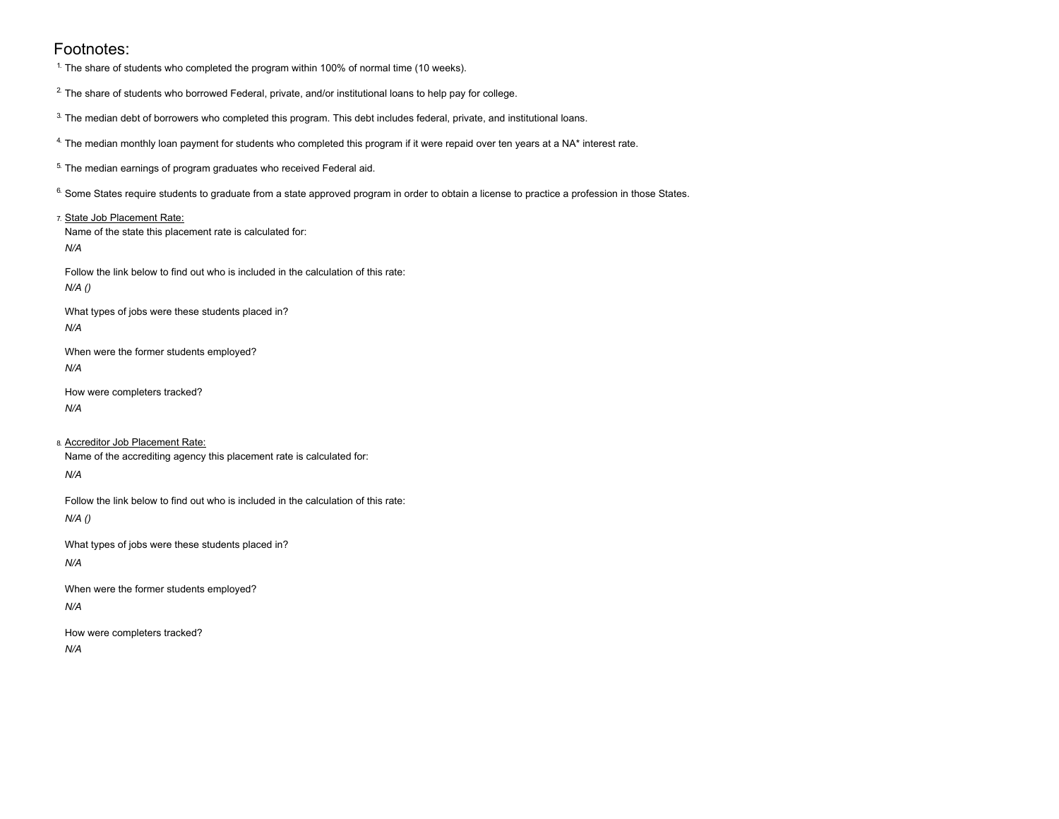# Footnotes:

[1.] The share of students who completed the program within 100% of normal time (10 weeks).

[2.] The share of students who borrowed Federal, private, and/or institutional loans to help pay for college.

[3.] The median debt of borrowers who completed this program. This debt includes federal, private, and institutional loans.

[4.] The median monthly loan payment for students who completed this program if it were repaid over ten years at a NA* interest rate.

[5.] The median earnings of program graduates who received Federal aid.

[6.] Some States require students to graduate from a state approved program in order to obtain a license to practice a profession in those States.

7. State Job Placement Rate:

Name of the state this placement rate is calculated for:

*N/A*

Follow the link below to find out who is included in the calculation of this rate:

*N/A ()*

What types of jobs were these students placed in?

*N/A*

When were the former students employed?

*N/A*

How were completers tracked?

*N/A*

8. Accreditor Job Placement Rate:

Name of the accrediting agency this placement rate is calculated for:

*N/A*

Follow the link below to find out who is included in the calculation of this rate:

*N/A ()*

What types of jobs were these students placed in?

*N/A*

When were the former students employed?

*N/A*

How were completers tracked?

*N/A*